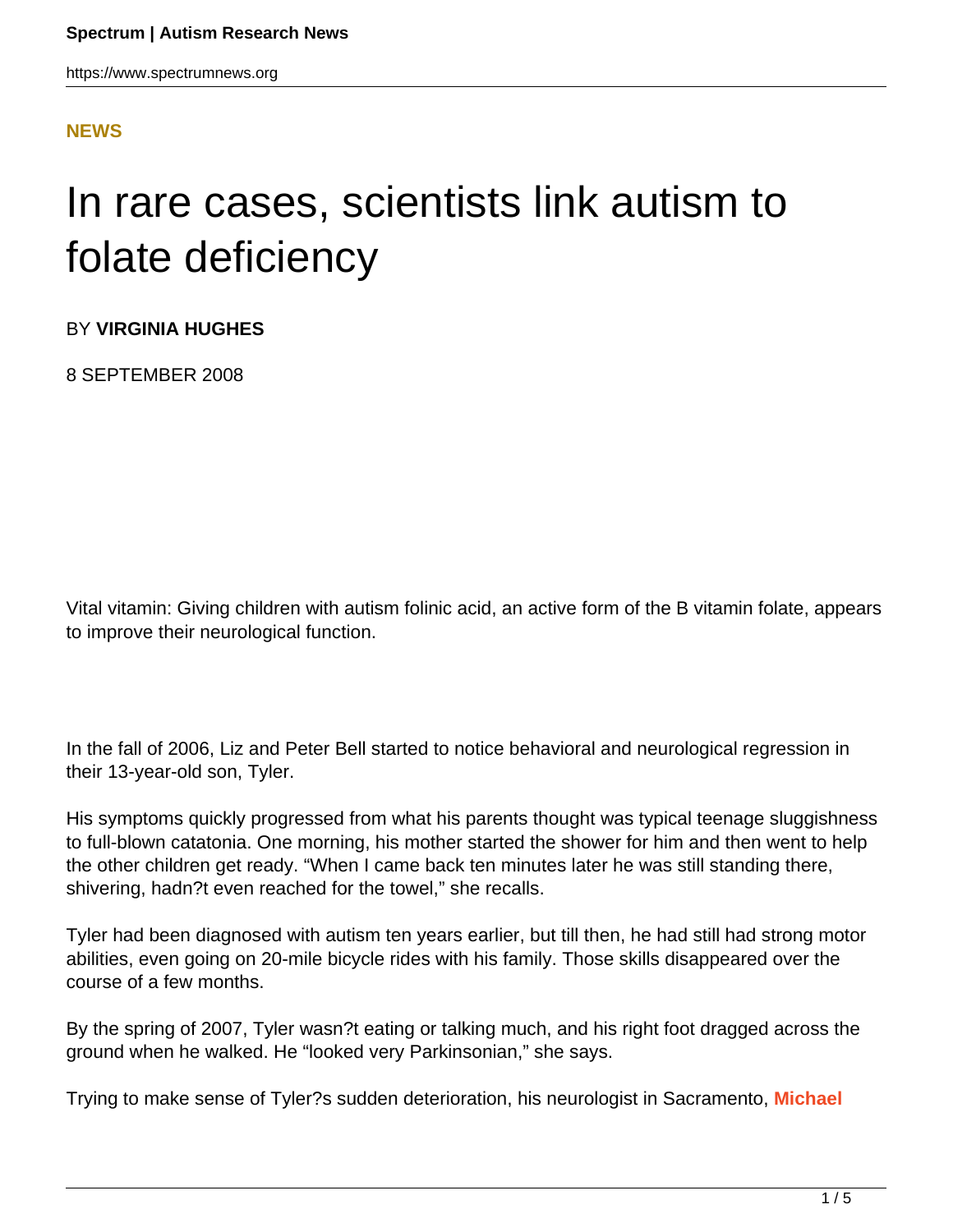**NEWS**

# In rare cases, scientists link autism to folate deficiency

BY **VIRGINIA HUGHES**

8 SEPTEMBER 2008

Vital vitamin: Giving children with autism folinic acid, an active form of the B vitamin folate, appears to improve their neurological function.

In the fall of 2006, Liz and Peter Bell started to notice behavioral and neurological regression in their 13-year-old son, Tyler.

His symptoms quickly progressed from what his parents thought was typical teenage sluggishness to full-blown catatonia. One morning, his mother started the shower for him and then went to help the other children get ready. "When I came back ten minutes later he was still standing there, shivering, hadn?t even reached for the towel," she recalls.

Tyler had been diagnosed with autism ten years earlier, but till then, he had still had strong motor abilities, even going on 20-mile bicycle rides with his family. Those skills disappeared over the course of a few months.

By the spring of 2007, Tyler wasn?t eating or talking much, and his right foot dragged across the ground when he walked. He "looked very Parkinsonian," she says.

Trying to make sense of Tyler?s sudden deterioration, his neurologist in Sacramento, **Michael**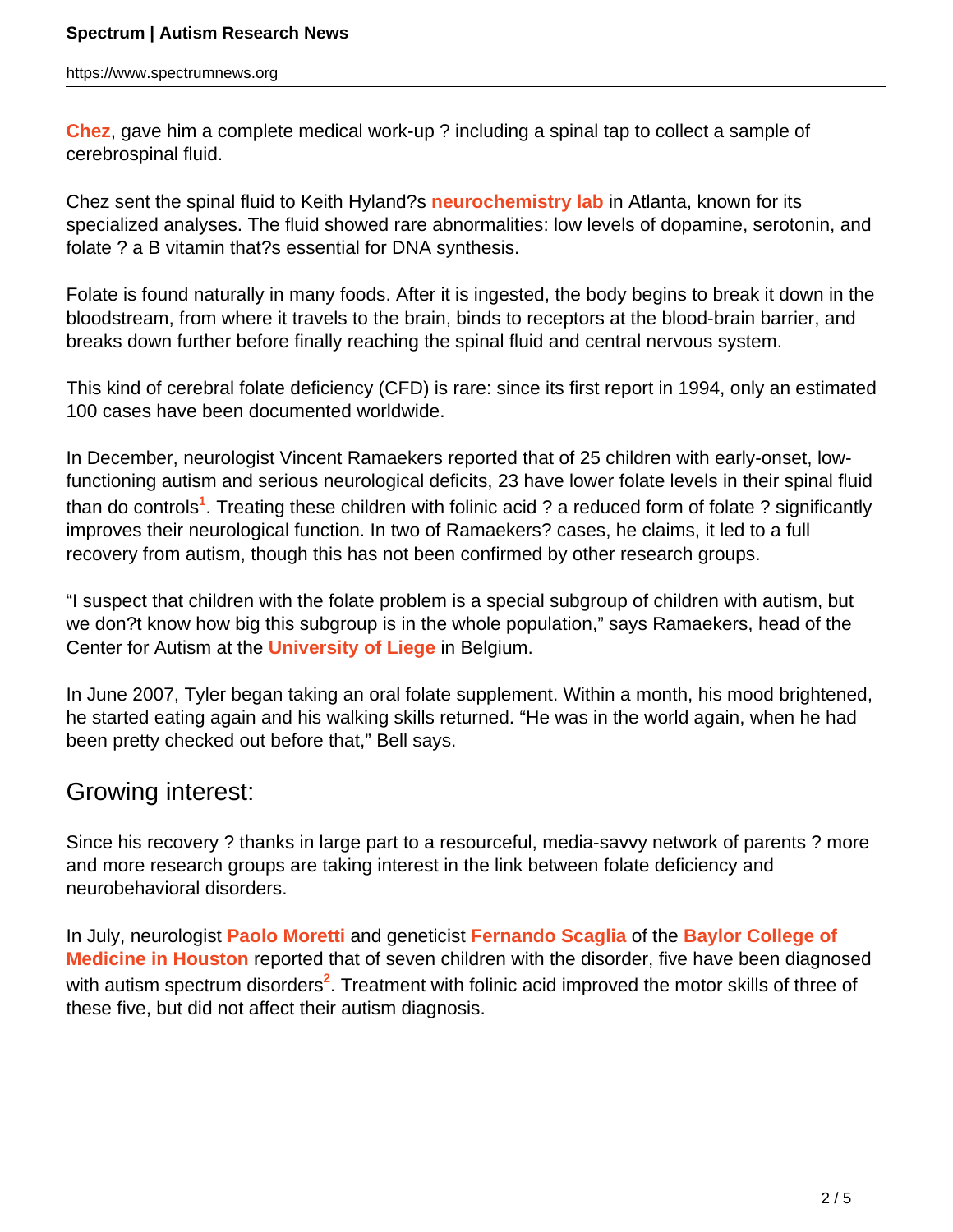Chez, gave him a complete medical work-up ? including a spinal tap to collect a sample of cerebrospinal fluid.

Chez sent the spinal fluid to Keith Hyland?s neurochemistry lab in Atlanta, known for its specialized analyses. The fluid showed rare abnormalities: low levels of dopamine, serotonin, and folate ? a B vitamin that?s essential for DNA synthesis.

Folate is found naturally in many foods. After it is ingested, the body begins to break it down in the bloodstream, from where it travels to the brain, binds to receptors at the blood-brain barrier, and breaks down further before finally reaching the spinal fluid and central nervous system.

This kind of cerebral folate deficiency (CFD) is rare: since its first report in 1994, only an estimated 100 cases have been documented worldwide.

In December, neurologist Vincent Ramaekers reported that of 25 children with early-onset, low-functioning autism and serious neurological deficits, 23 have lower folate levels in their spinal fluid than do controls[1]. Treating these children with folinic acid ? a reduced form of folate ? significantly improves their neurological function. In two of Ramaekers? cases, he claims, it led to a full recovery from autism, though this has not been confirmed by other research groups.

"I suspect that children with the folate problem is a special subgroup of children with autism, but we don?t know how big this subgroup is in the whole population," says Ramaekers, head of the Center for Autism at the University of Liege in Belgium.

In June 2007, Tyler began taking an oral folate supplement. Within a month, his mood brightened, he started eating again and his walking skills returned. "He was in the world again, when he had been pretty checked out before that," Bell says.

## Growing interest:

Since his recovery ? thanks in large part to a resourceful, media-savvy network of parents ? more and more research groups are taking interest in the link between folate deficiency and neurobehavioral disorders.

In July, neurologist Paolo Moretti and geneticist Fernando Scaglia of the Baylor College of Medicine in Houston reported that of seven children with the disorder, five have been diagnosed with autism spectrum disorders[2]. Treatment with folinic acid improved the motor skills of three of these five, but did not affect their autism diagnosis.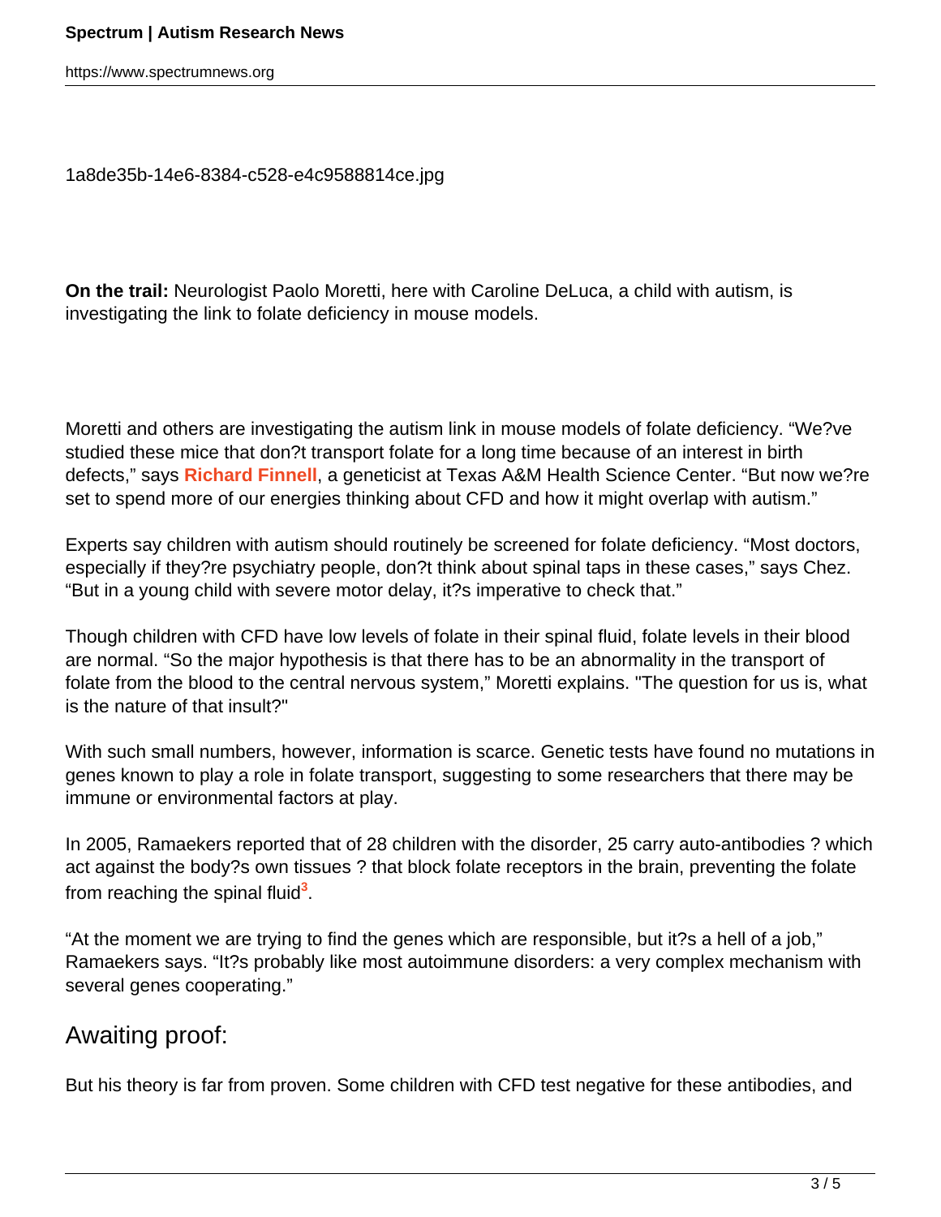1a8de35b-14e6-8384-c528-e4c9588814ce.jpg

**On the trail:** Neurologist Paolo Moretti, here with Caroline DeLuca, a child with autism, is investigating the link to folate deficiency in mouse models.

Moretti and others are investigating the autism link in mouse models of folate deficiency. “We?ve studied these mice that don?t transport folate for a long time because of an interest in birth defects,” says **Richard Finnell**, a geneticist at Texas A&M Health Science Center. “But now we?re set to spend more of our energies thinking about CFD and how it might overlap with autism.”

Experts say children with autism should routinely be screened for folate deficiency. “Most doctors, especially if they?re psychiatry people, don?t think about spinal taps in these cases,” says Chez. “But in a young child with severe motor delay, it?s imperative to check that.”

Though children with CFD have low levels of folate in their spinal fluid, folate levels in their blood are normal. “So the major hypothesis is that there has to be an abnormality in the transport of folate from the blood to the central nervous system,” Moretti explains. "The question for us is, what is the nature of that insult?"

With such small numbers, however, information is scarce. Genetic tests have found no mutations in genes known to play a role in folate transport, suggesting to some researchers that there may be immune or environmental factors at play.

In 2005, Ramaekers reported that of 28 children with the disorder, 25 carry auto-antibodies ? which act against the body?s own tissues ? that block folate receptors in the brain, preventing the folate from reaching the spinal fluid[3].

“At the moment we are trying to find the genes which are responsible, but it?s a hell of a job,” Ramaekers says. “It?s probably like most autoimmune disorders: a very complex mechanism with several genes cooperating.”

## Awaiting proof:

But his theory is far from proven. Some children with CFD test negative for these antibodies, and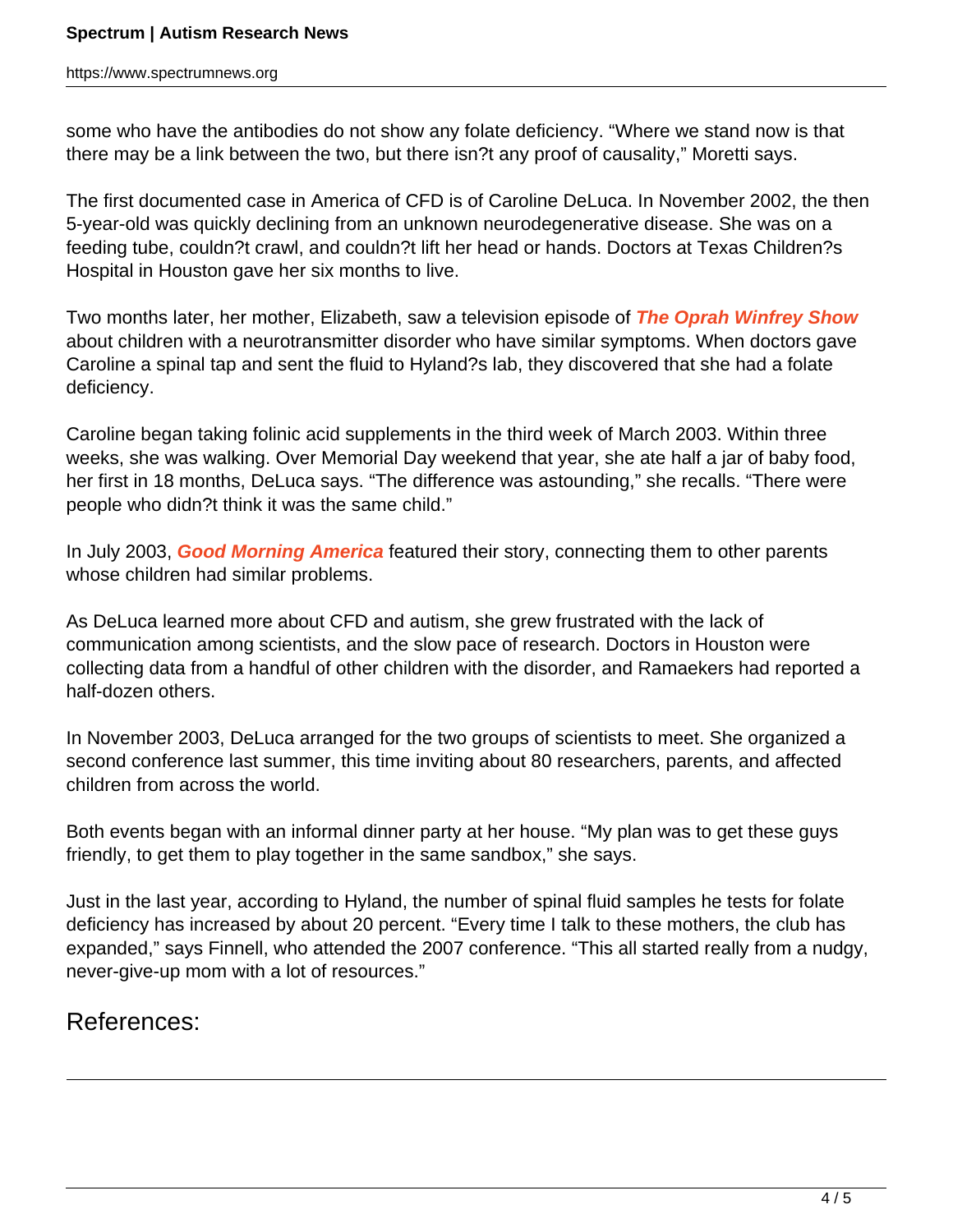some who have the antibodies do not show any folate deficiency. “Where we stand now is that there may be a link between the two, but there isn?t any proof of causality,” Moretti says.

The first documented case in America of CFD is of Caroline DeLuca. In November 2002, the then 5-year-old was quickly declining from an unknown neurodegenerative disease. She was on a feeding tube, couldn?t crawl, and couldn?t lift her head or hands. Doctors at Texas Children?s Hospital in Houston gave her six months to live.

Two months later, her mother, Elizabeth, saw a television episode of ***The Oprah Winfrey Show*** about children with a neurotransmitter disorder who have similar symptoms. When doctors gave Caroline a spinal tap and sent the fluid to Hyland?s lab, they discovered that she had a folate deficiency.

Caroline began taking folinic acid supplements in the third week of March 2003. Within three weeks, she was walking. Over Memorial Day weekend that year, she ate half a jar of baby food, her first in 18 months, DeLuca says. “The difference was astounding,” she recalls. “There were people who didn?t think it was the same child.”

In July 2003, ***Good Morning America*** featured their story, connecting them to other parents whose children had similar problems.

As DeLuca learned more about CFD and autism, she grew frustrated with the lack of communication among scientists, and the slow pace of research. Doctors in Houston were collecting data from a handful of other children with the disorder, and Ramaekers had reported a half-dozen others.

In November 2003, DeLuca arranged for the two groups of scientists to meet. She organized a second conference last summer, this time inviting about 80 researchers, parents, and affected children from across the world.

Both events began with an informal dinner party at her house. “My plan was to get these guys friendly, to get them to play together in the same sandbox,” she says.

Just in the last year, according to Hyland, the number of spinal fluid samples he tests for folate deficiency has increased by about 20 percent. “Every time I talk to these mothers, the club has expanded,” says Finnell, who attended the 2007 conference. “This all started really from a nudgy, never-give-up mom with a lot of resources.”

## References: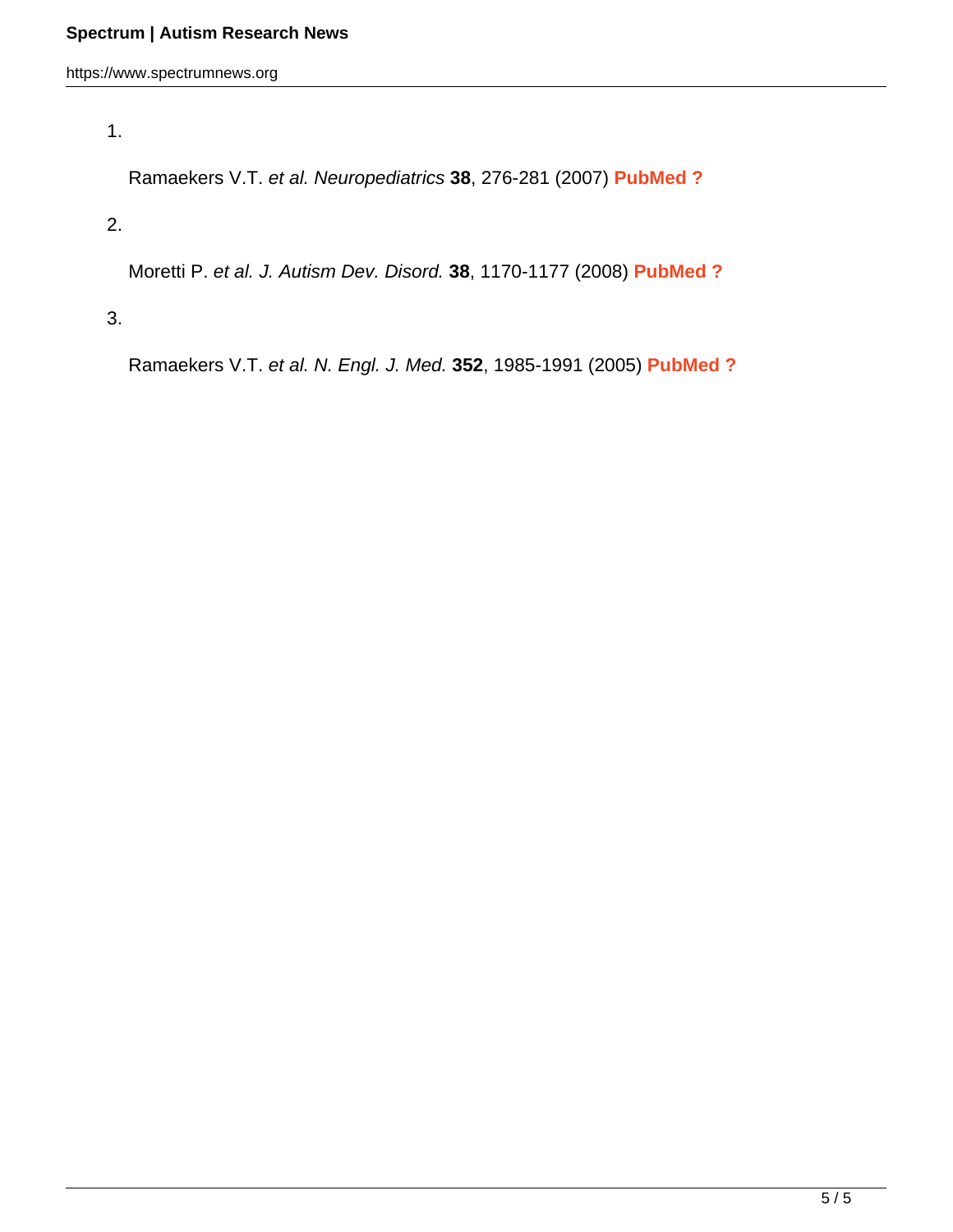1. Ramaekers V.T. *et al. Neuropediatrics* **38**, 276-281 (2007) **PubMed ?**

2. Moretti P. *et al. J. Autism Dev. Disord.* **38**, 1170-1177 (2008) **PubMed ?**

3. Ramaekers V.T. *et al. N. Engl. J. Med.* **352**, 1985-1991 (2005) **PubMed ?**